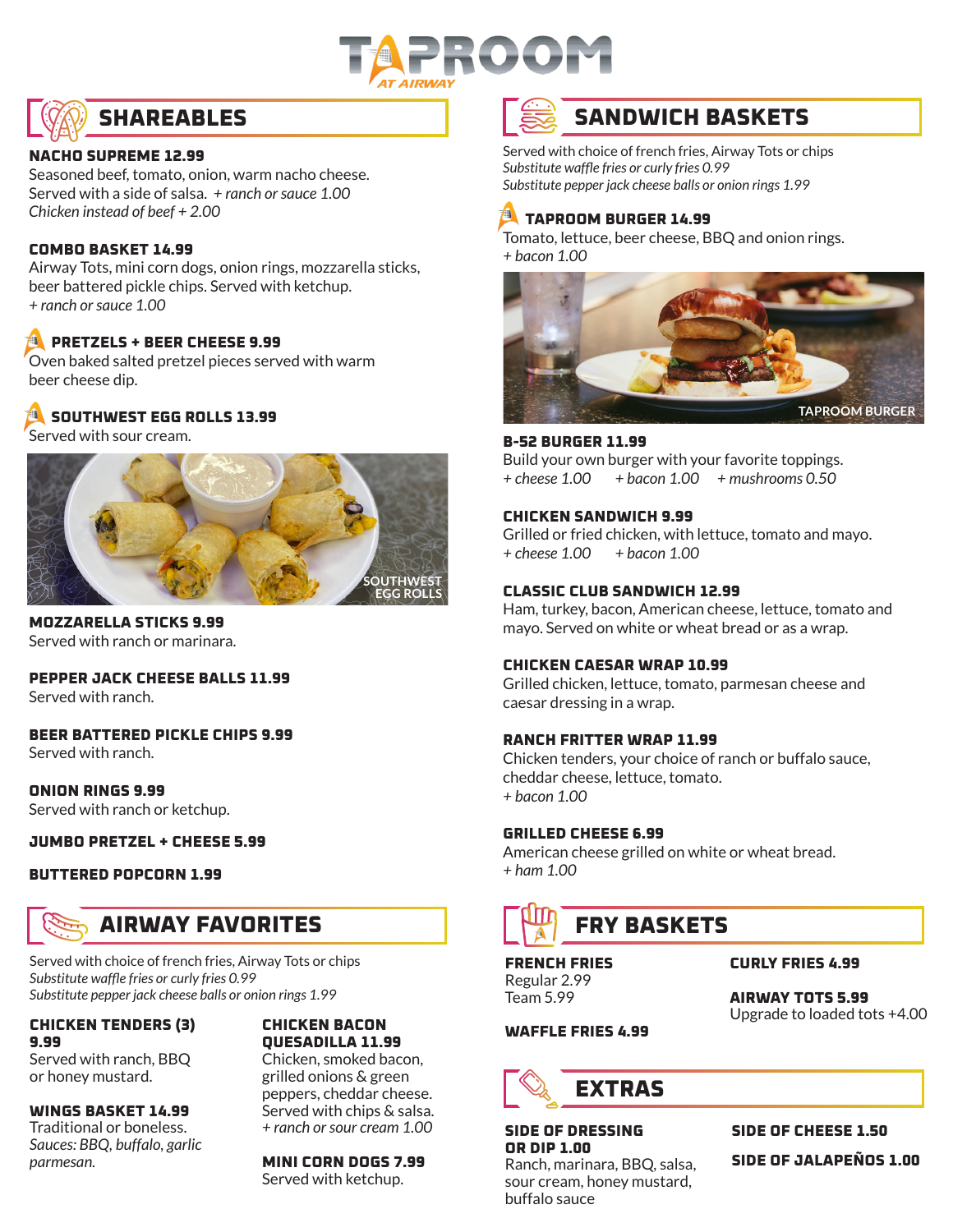# TAPROOM AT AIRWAY

## SHAREABLES

**NACHO SUPREME 12.99**
Seasoned beef, tomato, onion, warm nacho cheese. Served with a side of salsa. *+ ranch or sauce 1.00*
*Chicken instead of beef + 2.00*

**COMBO BASKET 14.99**
Airway Tots, mini corn dogs, onion rings, mozzarella sticks, beer battered pickle chips. Served with ketchup.
*+ ranch or sauce 1.00*

**PRETZELS + BEER CHEESE 9.99**
Oven baked salted pretzel pieces served with warm beer cheese dip.

**SOUTHWEST EGG ROLLS 13.99**
Served with sour cream.

SOUTHWEST EGG ROLLS

**MOZZARELLA STICKS 9.99**
Served with ranch or marinara.

**PEPPER JACK CHEESE BALLS 11.99**
Served with ranch.

**BEER BATTERED PICKLE CHIPS 9.99**
Served with ranch.

**ONION RINGS 9.99**
Served with ranch or ketchup.

**JUMBO PRETZEL + CHEESE 5.99**

**BUTTERED POPCORN 1.99**

## AIRWAY FAVORITES

Served with choice of french fries, Airway Tots or chips
*Substitute waffle fries or curly fries 0.99*
*Substitute pepper jack cheese balls or onion rings 1.99*

**CHICKEN TENDERS (3) 9.99**
Served with ranch, BBQ or honey mustard.

**WINGS BASKET 14.99**
Traditional or boneless.
*Sauces: BBQ, buffalo, garlic parmesan.*

**CHICKEN BACON QUESADILLA 11.99**
Chicken, smoked bacon, grilled onions & green peppers, cheddar cheese. Served with chips & salsa.
*+ ranch or sour cream 1.00*

**MINI CORN DOGS 7.99**
Served with ketchup.

## SANDWICH BASKETS

Served with choice of french fries, Airway Tots or chips
*Substitute waffle fries or curly fries 0.99*
*Substitute pepper jack cheese balls or onion rings 1.99*

**TAPROOM BURGER 14.99**
Tomato, lettuce, beer cheese, BBQ and onion rings.
*+ bacon 1.00*

TAPROOM BURGER

**B-52 BURGER 11.99**
Build your own burger with your favorite toppings.
*+ cheese 1.00 + bacon 1.00 + mushrooms 0.50*

**CHICKEN SANDWICH 9.99**
Grilled or fried chicken, with lettuce, tomato and mayo.
*+ cheese 1.00 + bacon 1.00*

**CLASSIC CLUB SANDWICH 12.99**
Ham, turkey, bacon, American cheese, lettuce, tomato and mayo. Served on white or wheat bread or as a wrap.

**CHICKEN CAESAR WRAP 10.99**
Grilled chicken, lettuce, tomato, parmesan cheese and caesar dressing in a wrap.

**RANCH FRITTER WRAP 11.99**
Chicken tenders, your choice of ranch or buffalo sauce, cheddar cheese, lettuce, tomato.
*+ bacon 1.00*

**GRILLED CHEESE 6.99**
American cheese grilled on white or wheat bread.
*+ ham 1.00*

## FRY BASKETS

**FRENCH FRIES**
Regular 2.99
Team 5.99

**WAFFLE FRIES 4.99**

**CURLY FRIES 4.99**

**AIRWAY TOTS 5.99**
Upgrade to loaded tots +4.00

## EXTRAS

**SIDE OF DRESSING OR DIP 1.00**
Ranch, marinara, BBQ, salsa, sour cream, honey mustard, buffalo sauce

**SIDE OF CHEESE 1.50**

**SIDE OF JALAPEÑOS 1.00**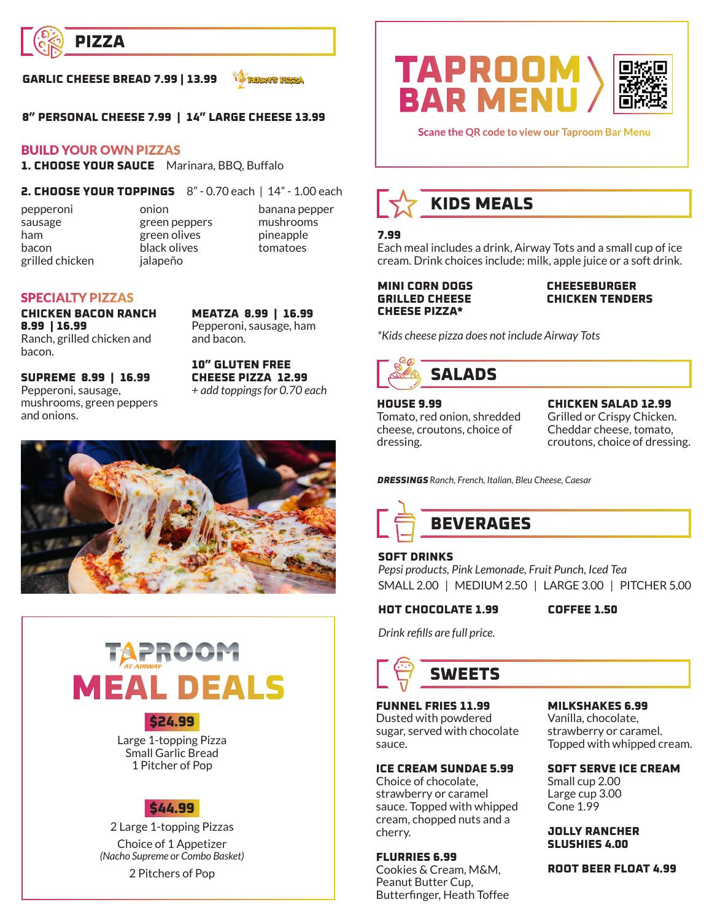## PIZZA

**GARLIC CHEESE BREAD 7.99 | 13.99**

**8" PERSONAL CHEESE 7.99 | 14" LARGE CHEESE 13.99**

### BUILD YOUR OWN PIZZAS

**1. CHOOSE YOUR SAUCE** Marinara, BBQ, Buffalo

**2. CHOOSE YOUR TOPPINGS** 8" - 0.70 each | 14" - 1.00 each

pepperoni
sausage
ham
bacon
grilled chicken
onion
green peppers
green olives
black olives
jalapeño
banana pepper
mushrooms
pineapple
tomatoes

### SPECIALTY PIZZAS

**CHICKEN BACON RANCH 8.99 | 16.99**
Ranch, grilled chicken and bacon.

**SUPREME 8.99 | 16.99**
Pepperoni, sausage, mushrooms, green peppers and onions.

**MEATZA 8.99 | 16.99**
Pepperoni, sausage, ham and bacon.

**10" GLUTEN FREE CHEESE PIZZA 12.99**
*+ add toppings for 0.70 each*

## TAPROOM AT AIRWAY MEAL DEALS

**$24.99**
Large 1-topping Pizza
Small Garlic Bread
1 Pitcher of Pop

**$44.99**
2 Large 1-topping Pizzas
Choice of 1 Appetizer
*(Nacho Supreme or Combo Basket)*
2 Pitchers of Pop

## TAPROOM BAR MENU

Scane the QR code to view our Taproom Bar Menu

## KIDS MEALS

**7.99**
Each meal includes a drink, Airway Tots and a small cup of ice cream. Drink choices include: milk, apple juice or a soft drink.

**MINI CORN DOGS**
**GRILLED CHEESE**
**CHEESE PIZZA***
**CHEESEBURGER**
**CHICKEN TENDERS**

*\*Kids cheese pizza does not include Airway Tots*

## SALADS

**HOUSE 9.99**
Tomato, red onion, shredded cheese, croutons, choice of dressing.

**CHICKEN SALAD 12.99**
Grilled or Crispy Chicken. Cheddar cheese, tomato, croutons, choice of dressing.

***DRESSINGS*** *Ranch, French, Italian, Bleu Cheese, Caesar*

## BEVERAGES

**SOFT DRINKS**
*Pepsi products, Pink Lemonade, Fruit Punch, Iced Tea*
SMALL 2.00 | MEDIUM 2.50 | LARGE 3.00 | PITCHER 5.00

**HOT CHOCOLATE 1.99**

**COFFEE 1.50**

*Drink refills are full price.*

## SWEETS

**FUNNEL FRIES 11.99**
Dusted with powdered sugar, served with chocolate sauce.

**ICE CREAM SUNDAE 5.99**
Choice of chocolate, strawberry or caramel sauce. Topped with whipped cream, chopped nuts and a cherry.

**FLURRIES 6.99**
Cookies & Cream, M&M, Peanut Butter Cup, Butterfinger, Heath Toffee

**MILKSHAKES 6.99**
Vanilla, chocolate, strawberry or caramel. Topped with whipped cream.

**SOFT SERVE ICE CREAM**
Small cup 2.00
Large cup 3.00
Cone 1.99

**JOLLY RANCHER SLUSHIES 4.00**

**ROOT BEER FLOAT 4.99**